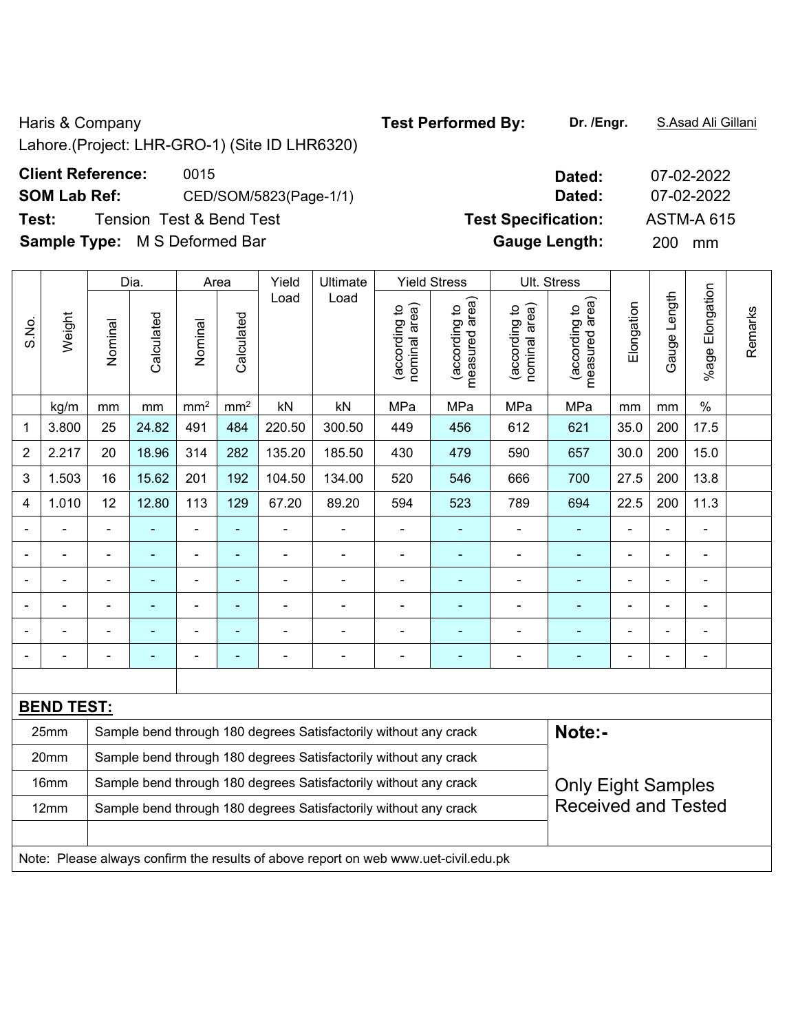Haris & Company

Lahore.(Project: LHR-GRO-1) (Site ID LHR6320)

**Test Performed By:** **Dr. /Engr.** S.Asad Ali Gillani

**Client Reference:** 0015 **Dated:** 07-02-2022

**SOM Lab Ref:** CED/SOM/5823(Page-1/1) **Dated:** 07-02-2022

**Test:** Tension Test & Bend Test **Test Specification:** ASTM-A 615

**Sample Type:** M S Deformed Bar **Gauge Length:** 200 mm

| S.No. | Weight | Dia. | | Area | | Yield Load | Ultimate Load | Yield Stress | | Ult. Stress | | Elongation | Gauge Length | %age Elongation | Remarks |
|---|---|---|---|---|---|---|---|---|---|---|---|---|---|---|---|
| | | Nominal | Calculated | Nominal | Calculated | | | (according to nominal area) | (according to measured area) | (according to nominal area) | (according to measured area) | | | | |
| | kg/m | mm | mm | $mm^2$ | $mm^2$ | kN | kN | MPa | MPa | MPa | MPa | mm | mm | % | |
| 1 | 3.800 | 25 | 24.82 | 491 | 484 | 220.50 | 300.50 | 449 | 456 | 612 | 621 | 35.0 | 200 | 17.5 | |
| 2 | 2.217 | 20 | 18.96 | 314 | 282 | 135.20 | 185.50 | 430 | 479 | 590 | 657 | 30.0 | 200 | 15.0 | |
| 3 | 1.503 | 16 | 15.62 | 201 | 192 | 104.50 | 134.00 | 520 | 546 | 666 | 700 | 27.5 | 200 | 13.8 | |
| 4 | 1.010 | 12 | 12.80 | 113 | 129 | 67.20 | 89.20 | 594 | 523 | 789 | 694 | 22.5 | 200 | 11.3 | |
| - | - | - | - | - | - | - | - | - | - | - | - | - | - | - | |
| - | - | - | - | - | - | - | - | - | - | - | - | - | - | - | |
| - | - | - | - | - | - | - | - | - | - | - | - | - | - | - | |
| - | - | - | - | - | - | - | - | - | - | - | - | - | - | - | |
| - | - | - | - | - | - | - | - | - | - | - | - | - | - | - | |
| - | - | - | - | - | - | - | - | - | - | - | - | - | - | - | |

**BEND TEST:**

| Size | Result |
|---|---|
| 25mm | Sample bend through 180 degrees Satisfactorily without any crack |
| 20mm | Sample bend through 180 degrees Satisfactorily without any crack |
| 16mm | Sample bend through 180 degrees Satisfactorily without any crack |
| 12mm | Sample bend through 180 degrees Satisfactorily without any crack |

**Note:-**

Only Eight Samples Received and Tested

Note: Please always confirm the results of above report on web www.uet-civil.edu.pk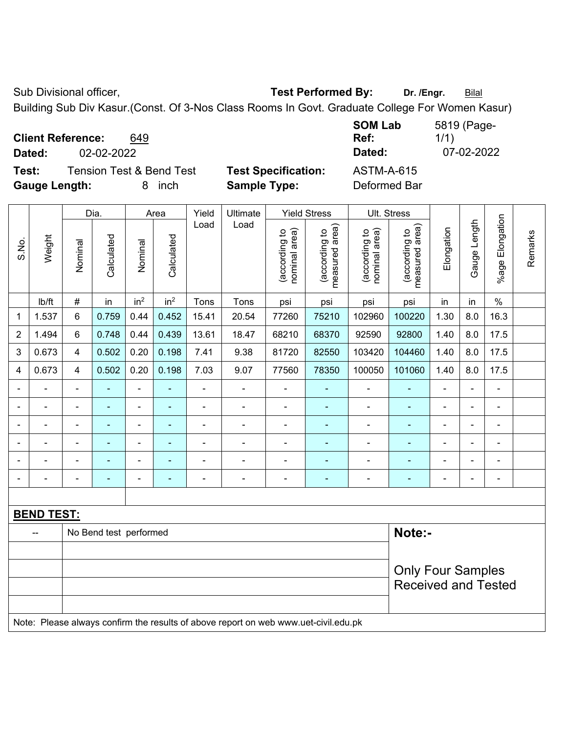Sub Divisional officer, **Test Performed By:** **Dr. /Engr.** Bilal

Building Sub Div Kasur.(Const. Of 3-Nos Class Rooms In Govt. Graduate College For Women Kasur)

**Client Reference:** 649

**Dated:** 02-02-2022

**SOM Lab Ref:** 5819 (Page-1/1)

**Dated:** 07-02-2022

**Test:** Tension Test & Bend Test

**Test Specification:** ASTM-A-615

**Gauge Length:** 8 inch

**Sample Type:** Deformed Bar

| S.No. | Weight | Dia. | | Area | | Yield Load | Ultimate Load | Yield Stress | | Ult. Stress | | Elongation | Gauge Length | %age Elongation | Remarks |
|---|---|---|---|---|---|---|---|---|---|---|---|---|---|---|---|
| | | Nominal | Calculated | Nominal | Calculated | | | (according to nominal area) | (according to measured area) | (according to nominal area) | (according to measured area) | | | | |
| | lb/ft | # | in | in$^2$ | in$^2$ | Tons | Tons | psi | psi | psi | psi | in | in | % | |
| 1 | 1.537 | 6 | 0.759 | 0.44 | 0.452 | 15.41 | 20.54 | 77260 | 75210 | 102960 | 100220 | 1.30 | 8.0 | 16.3 | |
| 2 | 1.494 | 6 | 0.748 | 0.44 | 0.439 | 13.61 | 18.47 | 68210 | 68370 | 92590 | 92800 | 1.40 | 8.0 | 17.5 | |
| 3 | 0.673 | 4 | 0.502 | 0.20 | 0.198 | 7.41 | 9.38 | 81720 | 82550 | 103420 | 104460 | 1.40 | 8.0 | 17.5 | |
| 4 | 0.673 | 4 | 0.502 | 0.20 | 0.198 | 7.03 | 9.07 | 77560 | 78350 | 100050 | 101060 | 1.40 | 8.0 | 17.5 | |
| - | - | - | - | - | - | - | - | - | - | - | - | - | - | - | |
| - | - | - | - | - | - | - | - | - | - | - | - | - | - | - | |
| - | - | - | - | - | - | - | - | - | - | - | - | - | - | - | |
| - | - | - | - | - | - | - | - | - | - | - | - | - | - | - | |
| - | - | - | - | - | - | - | - | - | - | - | - | - | - | - | |
| - | - | - | - | - | - | - | - | - | - | - | - | - | - | - | |

**BEND TEST:**

| -- | No Bend test performed |
|---|---|

**Note:-**

Only Four Samples Received and Tested

Note: Please always confirm the results of above report on web www.uet-civil.edu.pk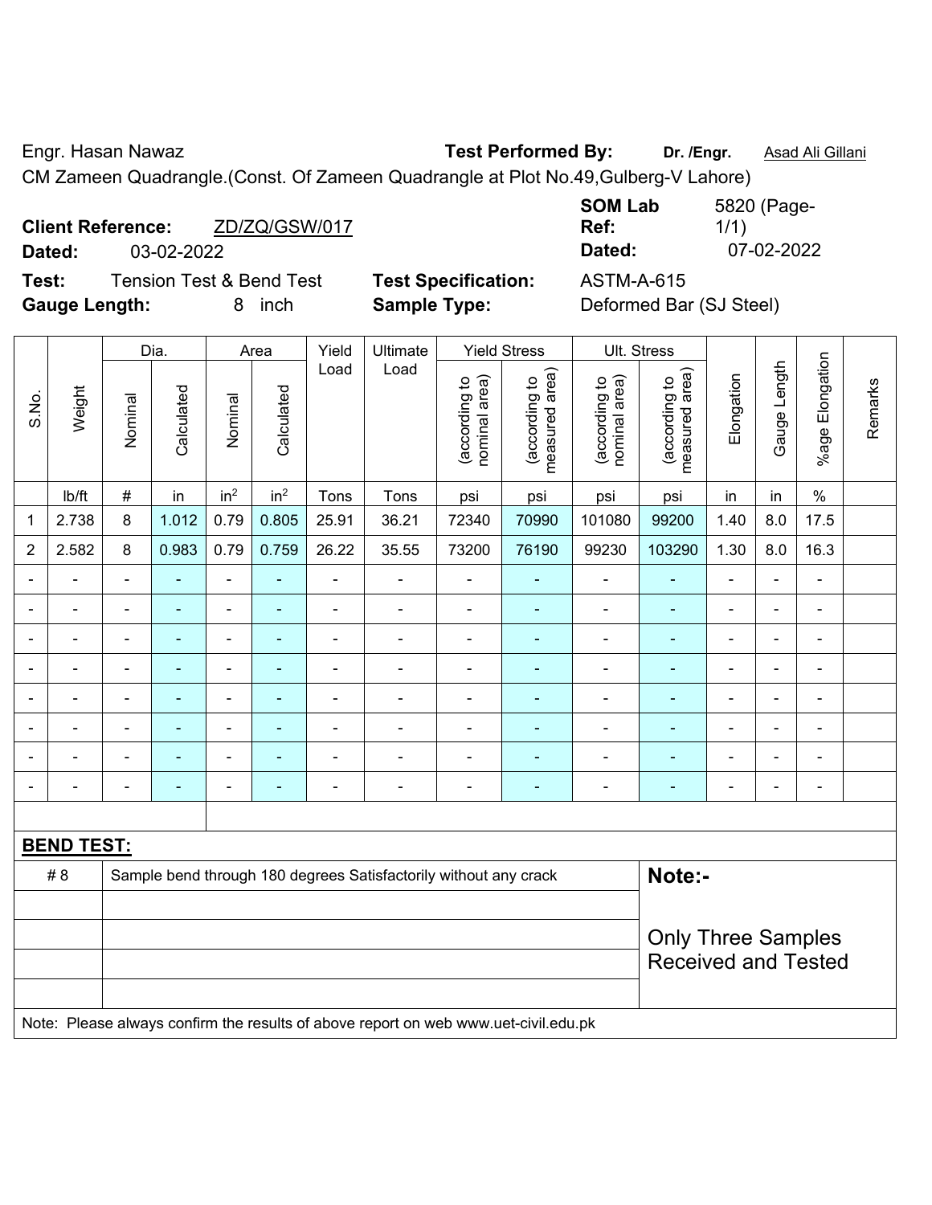Engr. Hasan Nawaz **Test Performed By:** **Dr. /Engr.** Asad Ali Gillani

CM Zameen Quadrangle.(Const. Of Zameen Quadrangle at Plot No.49,Gulberg-V Lahore)

**Client Reference:** ZD/ZQ/GSW/017 **SOM Lab Ref:** 5820 (Page-1/1)

**Dated:** 03-02-2022 **Dated:** 07-02-2022

**Test:** Tension Test & Bend Test **Test Specification:** ASTM-A-615

**Gauge Length:** 8 inch **Sample Type:** Deformed Bar (SJ Steel)

| S.No. | Weight | Dia. | | Area | | Yield Load | Ultimate Load | Yield Stress | | Ult. Stress | | Elongation | Gauge Length | %age Elongation | Remarks |
|---|---|---|---|---|---|---|---|---|---|---|---|---|---|---|---|
| | | Nominal | Calculated | Nominal | Calculated | | | (according to nominal area) | (according to measured area) | (according to nominal area) | (according to measured area) | | | | |
| | lb/ft | # | in | in$^2$ | in$^2$ | Tons | Tons | psi | psi | psi | psi | in | in | % | |
| 1 | 2.738 | 8 | 1.012 | 0.79 | 0.805 | 25.91 | 36.21 | 72340 | 70990 | 101080 | 99200 | 1.40 | 8.0 | 17.5 | |
| 2 | 2.582 | 8 | 0.983 | 0.79 | 0.759 | 26.22 | 35.55 | 73200 | 76190 | 99230 | 103290 | 1.30 | 8.0 | 16.3 | |
| - | - | - | - | - | - | - | - | - | - | - | - | - | - | - | |
| - | - | - | - | - | - | - | - | - | - | - | - | - | - | - | |
| - | - | - | - | - | - | - | - | - | - | - | - | - | - | - | |
| - | - | - | - | - | - | - | - | - | - | - | - | - | - | - | |
| - | - | - | - | - | - | - | - | - | - | - | - | - | - | - | |
| - | - | - | - | - | - | - | - | - | - | - | - | - | - | - | |
| - | - | - | - | - | - | - | - | - | - | - | - | - | - | - | |
| - | - | - | - | - | - | - | - | - | - | - | - | - | - | - | |

**BEND TEST:**

| | | |
|---|---|---|
| # 8 | Sample bend through 180 degrees Satisfactorily without any crack | **Note:-** |
| | | Only Three Samples Received and Tested |

Note: Please always confirm the results of above report on web www.uet-civil.edu.pk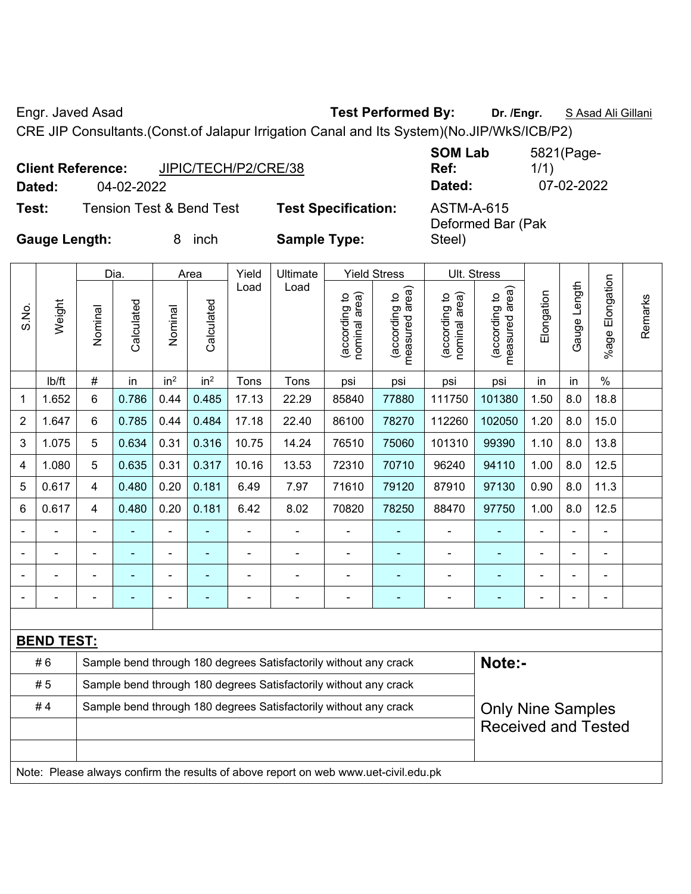Engr. Javed Asad **Test Performed By:** **Dr. /Engr.** S Asad Ali Gillani

CRE JIP Consultants.(Const.of Jalapur Irrigation Canal and Its System)(No.JIP/WkS/ICB/P2)

**Client Reference:** JIPIC/TECH/P2/CRE/38 **SOM Lab Ref:** 5821(Page-1/1)

**Dated:** 04-02-2022 **Dated:** 07-02-2022

**Test:** Tension Test & Bend Test **Test Specification:** ASTM-A-615 Deformed Bar (Pak Steel)

**Gauge Length:** 8 inch **Sample Type:**

| S.No. | Weight | Dia. | | Area | | Yield Load | Ultimate Load | Yield Stress | | Ult. Stress | | Elongation | Gauge Length | %age Elongation | Remarks |
|---|---|---|---|---|---|---|---|---|---|---|---|---|---|---|---|
| | | Nominal | Calculated | Nominal | Calculated | | | (according to nominal area) | (according to measured area) | (according to nominal area) | (according to measured area) | | | | |
| | lb/ft | # | in | in$^2$ | in$^2$ | Tons | Tons | psi | psi | psi | psi | in | in | % | |
| 1 | 1.652 | 6 | 0.786 | 0.44 | 0.485 | 17.13 | 22.29 | 85840 | 77880 | 111750 | 101380 | 1.50 | 8.0 | 18.8 | |
| 2 | 1.647 | 6 | 0.785 | 0.44 | 0.484 | 17.18 | 22.40 | 86100 | 78270 | 112260 | 102050 | 1.20 | 8.0 | 15.0 | |
| 3 | 1.075 | 5 | 0.634 | 0.31 | 0.316 | 10.75 | 14.24 | 76510 | 75060 | 101310 | 99390 | 1.10 | 8.0 | 13.8 | |
| 4 | 1.080 | 5 | 0.635 | 0.31 | 0.317 | 10.16 | 13.53 | 72310 | 70710 | 96240 | 94110 | 1.00 | 8.0 | 12.5 | |
| 5 | 0.617 | 4 | 0.480 | 0.20 | 0.181 | 6.49 | 7.97 | 71610 | 79120 | 87910 | 97130 | 0.90 | 8.0 | 11.3 | |
| 6 | 0.617 | 4 | 0.480 | 0.20 | 0.181 | 6.42 | 8.02 | 70820 | 78250 | 88470 | 97750 | 1.00 | 8.0 | 12.5 | |
| - | - | - | - | - | - | - | - | - | - | - | - | - | - | - | |
| - | - | - | - | - | - | - | - | - | - | - | - | - | - | - | |
| - | - | - | - | - | - | - | - | - | - | - | - | - | - | - | |
| - | - | - | - | - | - | - | - | - | - | - | - | - | - | - | |

**BEND TEST:**

| | | |
|---|---|---|
| # 6 | Sample bend through 180 degrees Satisfactorily without any crack | **Note:-** |
| # 5 | Sample bend through 180 degrees Satisfactorily without any crack | |
| # 4 | Sample bend through 180 degrees Satisfactorily without any crack | Only Nine Samples Received and Tested |

Note: Please always confirm the results of above report on web www.uet-civil.edu.pk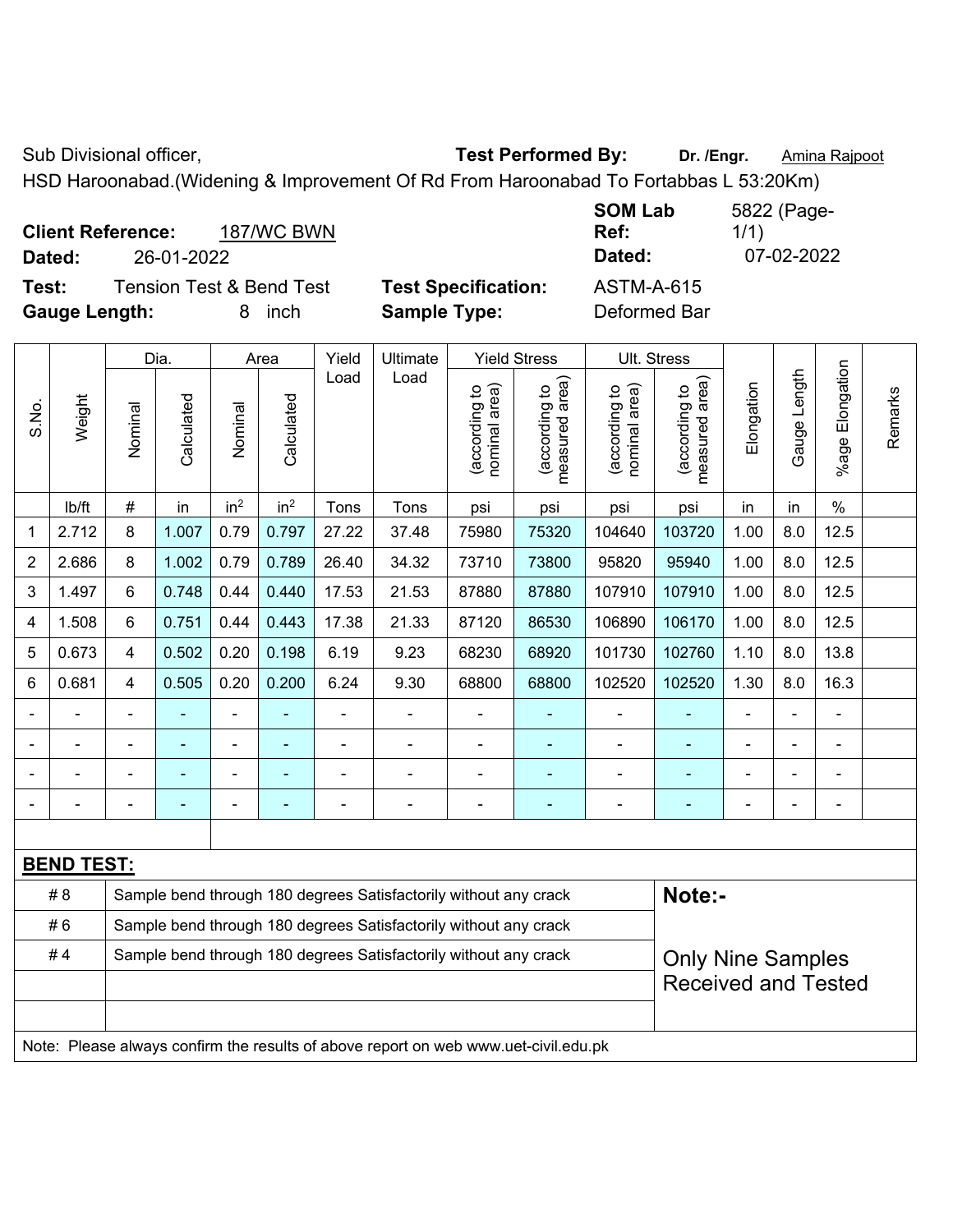Sub Divisional officer, **Test Performed By:** **Dr. /Engr.** Amina Rajpoot

HSD Haroonabad.(Widening & Improvement Of Rd From Haroonabad To Fortabbas L 53:20Km)

**Client Reference:** 187/WC BWN **SOM Lab Ref:** 5822 (Page-1/1)

**Dated:** 26-01-2022 **Dated:** 07-02-2022

**Test:** Tension Test & Bend Test **Test Specification:** ASTM-A-615

**Gauge Length:** 8 inch **Sample Type:** Deformed Bar

| S.No. | Weight | Dia. | | Area | | Yield Load | Ultimate Load | Yield Stress | | Ult. Stress | | Elongation | Gauge Length | %age Elongation | Remarks |
|---|---|---|---|---|---|---|---|---|---|---|---|---|---|---|---|
| | | Nominal | Calculated | Nominal | Calculated | | | (according to nominal area) | (according to measured area) | (according to nominal area) | (according to measured area) | | | | |
| | lb/ft | # | in | in$^2$ | in$^2$ | Tons | Tons | psi | psi | psi | psi | in | in | % | |
| 1 | 2.712 | 8 | 1.007 | 0.79 | 0.797 | 27.22 | 37.48 | 75980 | 75320 | 104640 | 103720 | 1.00 | 8.0 | 12.5 | |
| 2 | 2.686 | 8 | 1.002 | 0.79 | 0.789 | 26.40 | 34.32 | 73710 | 73800 | 95820 | 95940 | 1.00 | 8.0 | 12.5 | |
| 3 | 1.497 | 6 | 0.748 | 0.44 | 0.440 | 17.53 | 21.53 | 87880 | 87880 | 107910 | 107910 | 1.00 | 8.0 | 12.5 | |
| 4 | 1.508 | 6 | 0.751 | 0.44 | 0.443 | 17.38 | 21.33 | 87120 | 86530 | 106890 | 106170 | 1.00 | 8.0 | 12.5 | |
| 5 | 0.673 | 4 | 0.502 | 0.20 | 0.198 | 6.19 | 9.23 | 68230 | 68920 | 101730 | 102760 | 1.10 | 8.0 | 13.8 | |
| 6 | 0.681 | 4 | 0.505 | 0.20 | 0.200 | 6.24 | 9.30 | 68800 | 68800 | 102520 | 102520 | 1.30 | 8.0 | 16.3 | |
| - | - | - | - | - | - | - | - | - | - | - | - | - | - | - | |
| - | - | - | - | - | - | - | - | - | - | - | - | - | - | - | |
| - | - | - | - | - | - | - | - | - | - | - | - | - | - | - | |
| - | - | - | - | - | - | - | - | - | - | - | - | - | - | - | |

**BEND TEST:**

| | | |
|---|---|---|
| # 8 | Sample bend through 180 degrees Satisfactorily without any crack | **Note:-** |
| # 6 | Sample bend through 180 degrees Satisfactorily without any crack | |
| # 4 | Sample bend through 180 degrees Satisfactorily without any crack | Only Nine Samples Received and Tested |

Note: Please always confirm the results of above report on web www.uet-civil.edu.pk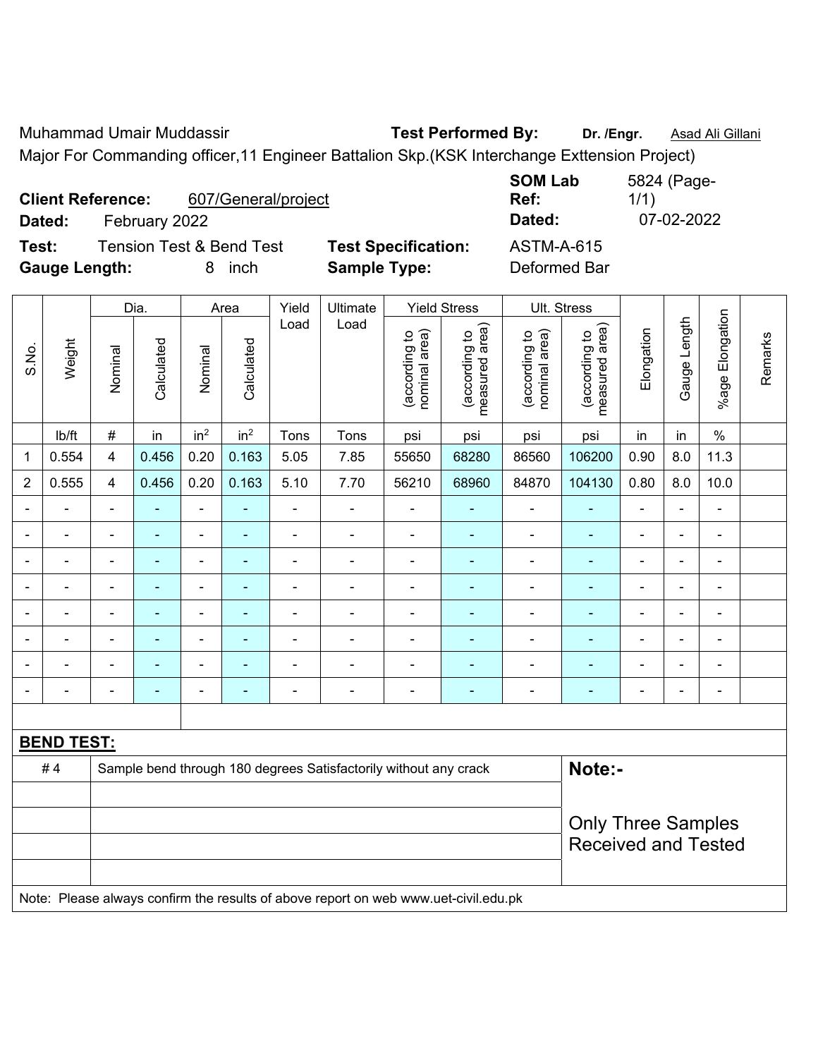Muhammad Umair Muddassir **Test Performed By:** **Dr. /Engr.** Asad Ali Gillani

Major For Commanding officer,11 Engineer Battalion Skp.(KSK Interchange Exttension Project)

**Client Reference:** 607/General/project **SOM Lab Ref:** 5824 (Page-1/1)

**Dated:** February 2022 **Dated:** 07-02-2022

**Test:** Tension Test & Bend Test **Test Specification:** ASTM-A-615

**Gauge Length:** 8 inch **Sample Type:** Deformed Bar

| S.No. | Weight | Dia. | | Area | | Yield Load | Ultimate Load | Yield Stress | | Ult. Stress | | Elongation | Gauge Length | %age Elongation | Remarks |
|---|---|---|---|---|---|---|---|---|---|---|---|---|---|---|---|
| | | Nominal | Calculated | Nominal | Calculated | | | (according to nominal area) | (according to measured area) | (according to nominal area) | (according to measured area) | | | | |
| | lb/ft | # | in | $in^2$ | $in^2$ | Tons | Tons | psi | psi | psi | psi | in | in | % | |
| 1 | 0.554 | 4 | 0.456 | 0.20 | 0.163 | 5.05 | 7.85 | 55650 | 68280 | 86560 | 106200 | 0.90 | 8.0 | 11.3 | |
| 2 | 0.555 | 4 | 0.456 | 0.20 | 0.163 | 5.10 | 7.70 | 56210 | 68960 | 84870 | 104130 | 0.80 | 8.0 | 10.0 | |
| - | - | - | - | - | - | - | - | - | - | - | - | - | - | - | |
| - | - | - | - | - | - | - | - | - | - | - | - | - | - | - | |
| - | - | - | - | - | - | - | - | - | - | - | - | - | - | - | |
| - | - | - | - | - | - | - | - | - | - | - | - | - | - | - | |
| - | - | - | - | - | - | - | - | - | - | - | - | - | - | - | |
| - | - | - | - | - | - | - | - | - | - | - | - | - | - | - | |
| - | - | - | - | - | - | - | - | - | - | - | - | - | - | - | |
| - | - | - | - | - | - | - | - | - | - | - | - | - | - | - | |

**BEND TEST:**

| | | |
|---|---|---|
| # 4 | Sample bend through 180 degrees Satisfactorily without any crack | **Note:-** |
| | | Only Three Samples Received and Tested |

Note: Please always confirm the results of above report on web www.uet-civil.edu.pk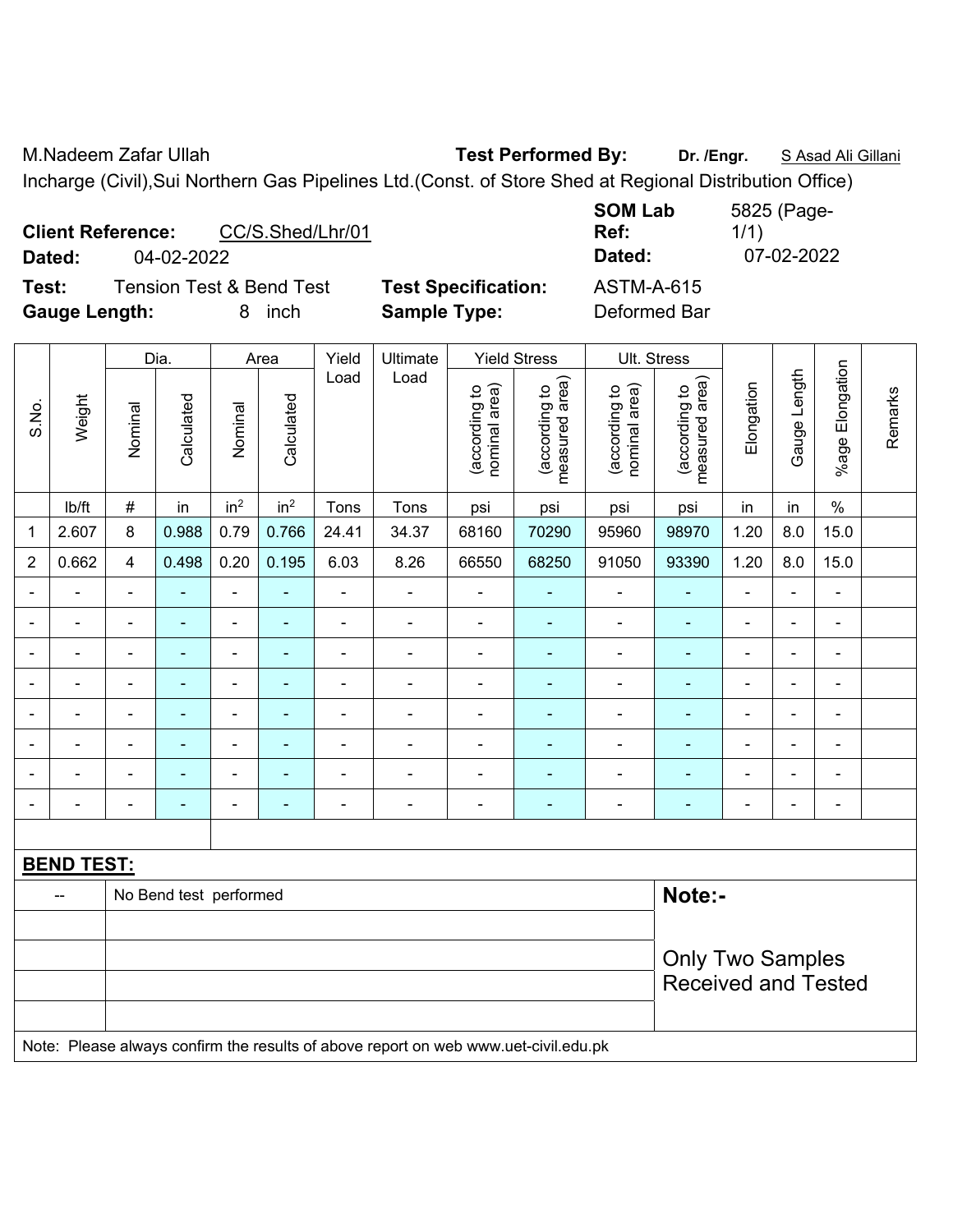M.Nadeem Zafar Ullah **Test Performed By:** **Dr. /Engr.** S Asad Ali Gillani

Incharge (Civil),Sui Northern Gas Pipelines Ltd.(Const. of Store Shed at Regional Distribution Office)

**Client Reference:** CC/S.Shed/Lhr/01 **SOM Lab Ref:** 5825 (Page-1/1)

**Dated:** 04-02-2022 **Dated:** 07-02-2022

**Test:** Tension Test & Bend Test **Test Specification:** ASTM-A-615

**Gauge Length:** 8 inch **Sample Type:** Deformed Bar

| S.No. | Weight | Dia. | | Area | | Yield Load | Ultimate Load | Yield Stress | | Ult. Stress | | Elongation | Gauge Length | %age Elongation | Remarks |
|---|---|---|---|---|---|---|---|---|---|---|---|---|---|---|---|
| | | Nominal | Calculated | Nominal | Calculated | | | (according to nominal area) | (according to measured area) | (according to nominal area) | (according to measured area) | | | | |
| | lb/ft | # | in | $in^2$ | $in^2$ | Tons | Tons | psi | psi | psi | psi | in | in | % | |
| 1 | 2.607 | 8 | 0.988 | 0.79 | 0.766 | 24.41 | 34.37 | 68160 | 70290 | 95960 | 98970 | 1.20 | 8.0 | 15.0 | |
| 2 | 0.662 | 4 | 0.498 | 0.20 | 0.195 | 6.03 | 8.26 | 66550 | 68250 | 91050 | 93390 | 1.20 | 8.0 | 15.0 | |
| - | - | - | - | - | - | - | - | - | - | - | - | - | - | - | |
| - | - | - | - | - | - | - | - | - | - | - | - | - | - | - | |
| - | - | - | - | - | - | - | - | - | - | - | - | - | - | - | |
| - | - | - | - | - | - | - | - | - | - | - | - | - | - | - | |
| - | - | - | - | - | - | - | - | - | - | - | - | - | - | - | |
| - | - | - | - | - | - | - | - | - | - | - | - | - | - | - | |
| - | - | - | - | - | - | - | - | - | - | - | - | - | - | - | |
| - | - | - | - | - | - | - | - | - | - | - | - | - | - | - | |

**BEND TEST:**

| -- | No Bend test performed |
|---|---|

**Note:-**

Only Two Samples Received and Tested

Note: Please always confirm the results of above report on web www.uet-civil.edu.pk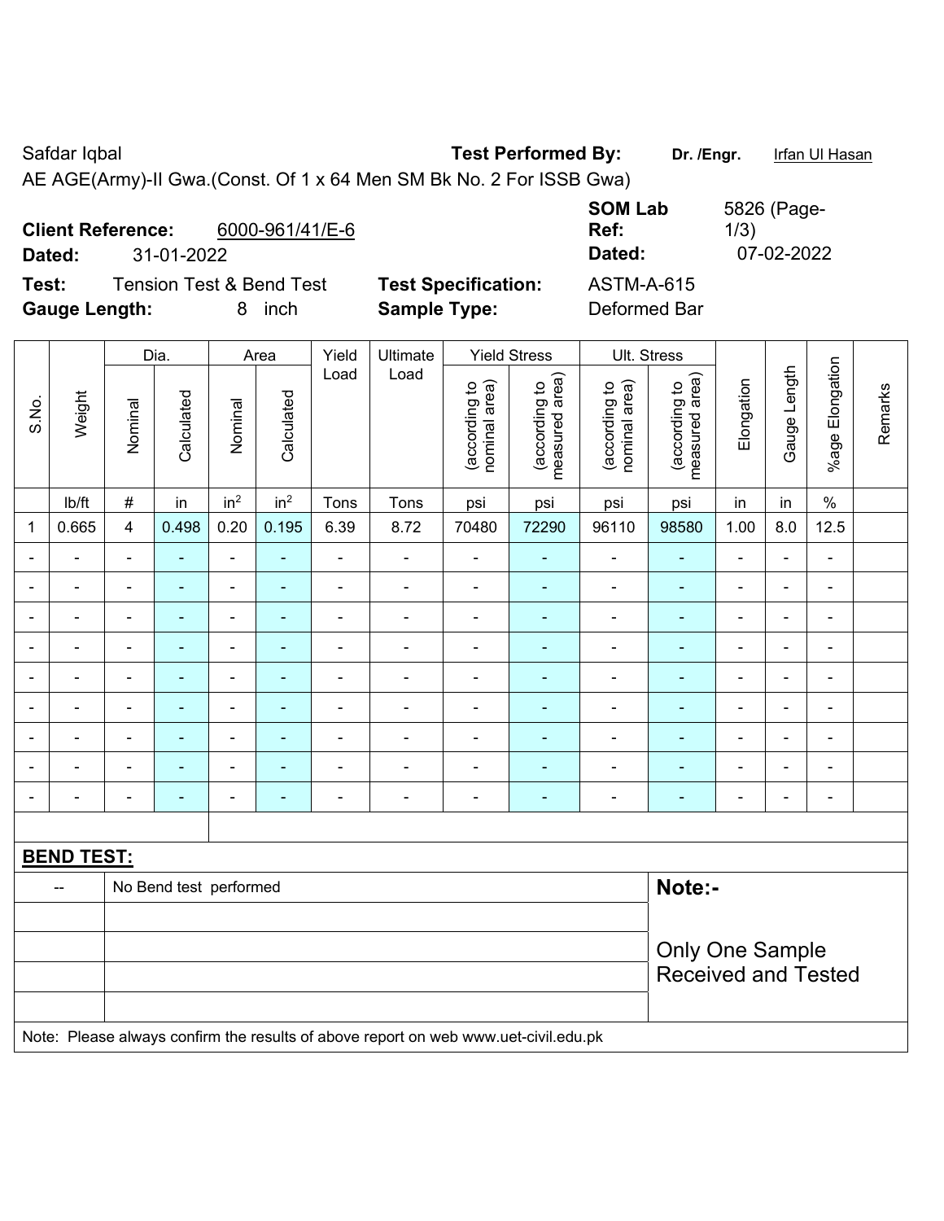Safdar Iqbal **Test Performed By:** **Dr. /Engr.** Irfan Ul Hasan

AE AGE(Army)-II Gwa.(Const. Of 1 x 64 Men SM Bk No. 2 For ISSB Gwa)

**Client Reference:** 6000-961/41/E-6 **SOM Lab Ref:** 5826 (Page-1/3)

**Dated:** 31-01-2022 **Dated:** 07-02-2022

**Test:** Tension Test & Bend Test **Test Specification:** ASTM-A-615

**Gauge Length:** 8 inch **Sample Type:** Deformed Bar

| S.No. | Weight | Dia. | | Area | | Yield Load | Ultimate Load | Yield Stress | | Ult. Stress | | Elongation | Gauge Length | %age Elongation | Remarks |
|---|---|---|---|---|---|---|---|---|---|---|---|---|---|---|---|
| | | Nominal | Calculated | Nominal | Calculated | | | (according to nominal area) | (according to measured area) | (according to nominal area) | (according to measured area) | | | | |
| | lb/ft | # | in | in$^2$ | in$^2$ | Tons | Tons | psi | psi | psi | psi | in | in | % | |
| 1 | 0.665 | 4 | 0.498 | 0.20 | 0.195 | 6.39 | 8.72 | 70480 | 72290 | 96110 | 98580 | 1.00 | 8.0 | 12.5 | |
| - | - | - | - | - | - | - | - | - | - | - | - | - | - | - | |
| - | - | - | - | - | - | - | - | - | - | - | - | - | - | - | |
| - | - | - | - | - | - | - | - | - | - | - | - | - | - | - | |
| - | - | - | - | - | - | - | - | - | - | - | - | - | - | - | |
| - | - | - | - | - | - | - | - | - | - | - | - | - | - | - | |
| - | - | - | - | - | - | - | - | - | - | - | - | - | - | - | |
| - | - | - | - | - | - | - | - | - | - | - | - | - | - | - | |
| - | - | - | - | - | - | - | - | - | - | - | - | - | - | - | |
| - | - | - | - | - | - | - | - | - | - | - | - | - | - | - | |

**BEND TEST:**

| -- | No Bend test performed | **Note:-** |
|---|---|---|
| | | Only One Sample Received and Tested |

Note: Please always confirm the results of above report on web www.uet-civil.edu.pk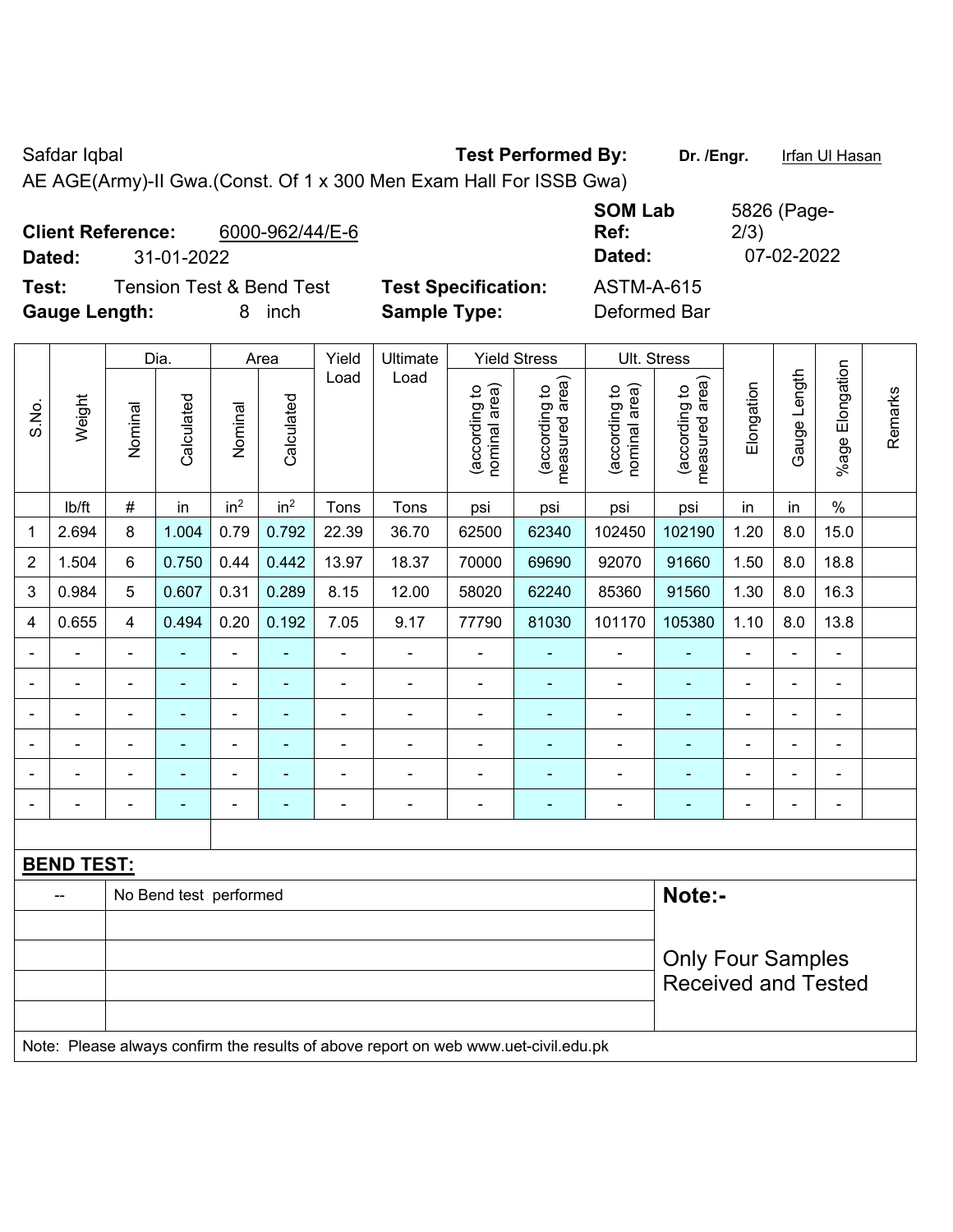Safdar Iqbal **Test Performed By:** **Dr. /Engr.** Irfan Ul Hasan

AE AGE(Army)-II Gwa.(Const. Of 1 x 300 Men Exam Hall For ISSB Gwa)

**Client Reference:** 6000-962/44/E-6 **SOM Lab Ref:** 5826 (Page-2/3)

**Dated:** 31-01-2022 **Dated:** 07-02-2022

**Test:** Tension Test & Bend Test **Test Specification:** ASTM-A-615

**Gauge Length:** 8 inch **Sample Type:** Deformed Bar

| S.No. | Weight | Dia. | | Area | | Yield Load | Ultimate Load | Yield Stress | | Ult. Stress | | Elongation | Gauge Length | %age Elongation | Remarks |
|---|---|---|---|---|---|---|---|---|---|---|---|---|---|---|---|
| | | Nominal | Calculated | Nominal | Calculated | | | (according to nominal area) | (according to measured area) | (according to nominal area) | (according to measured area) | | | | |
| | lb/ft | # | in | in$^2$ | in$^2$ | Tons | Tons | psi | psi | psi | psi | in | in | % | |
| 1 | 2.694 | 8 | 1.004 | 0.79 | 0.792 | 22.39 | 36.70 | 62500 | 62340 | 102450 | 102190 | 1.20 | 8.0 | 15.0 | |
| 2 | 1.504 | 6 | 0.750 | 0.44 | 0.442 | 13.97 | 18.37 | 70000 | 69690 | 92070 | 91660 | 1.50 | 8.0 | 18.8 | |
| 3 | 0.984 | 5 | 0.607 | 0.31 | 0.289 | 8.15 | 12.00 | 58020 | 62240 | 85360 | 91560 | 1.30 | 8.0 | 16.3 | |
| 4 | 0.655 | 4 | 0.494 | 0.20 | 0.192 | 7.05 | 9.17 | 77790 | 81030 | 101170 | 105380 | 1.10 | 8.0 | 13.8 | |
| - | - | - | - | - | - | - | - | - | - | - | - | - | - | - | |
| - | - | - | - | - | - | - | - | - | - | - | - | - | - | - | |
| - | - | - | - | - | - | - | - | - | - | - | - | - | - | - | |
| - | - | - | - | - | - | - | - | - | - | - | - | - | - | - | |
| - | - | - | - | - | - | - | - | - | - | - | - | - | - | - | |
| - | - | - | - | - | - | - | - | - | - | - | - | - | - | - | |

**BEND TEST:**

| -- | No Bend test performed | **Note:-** |
|---|---|---|
| | | Only Four Samples Received and Tested |

Note: Please always confirm the results of above report on web www.uet-civil.edu.pk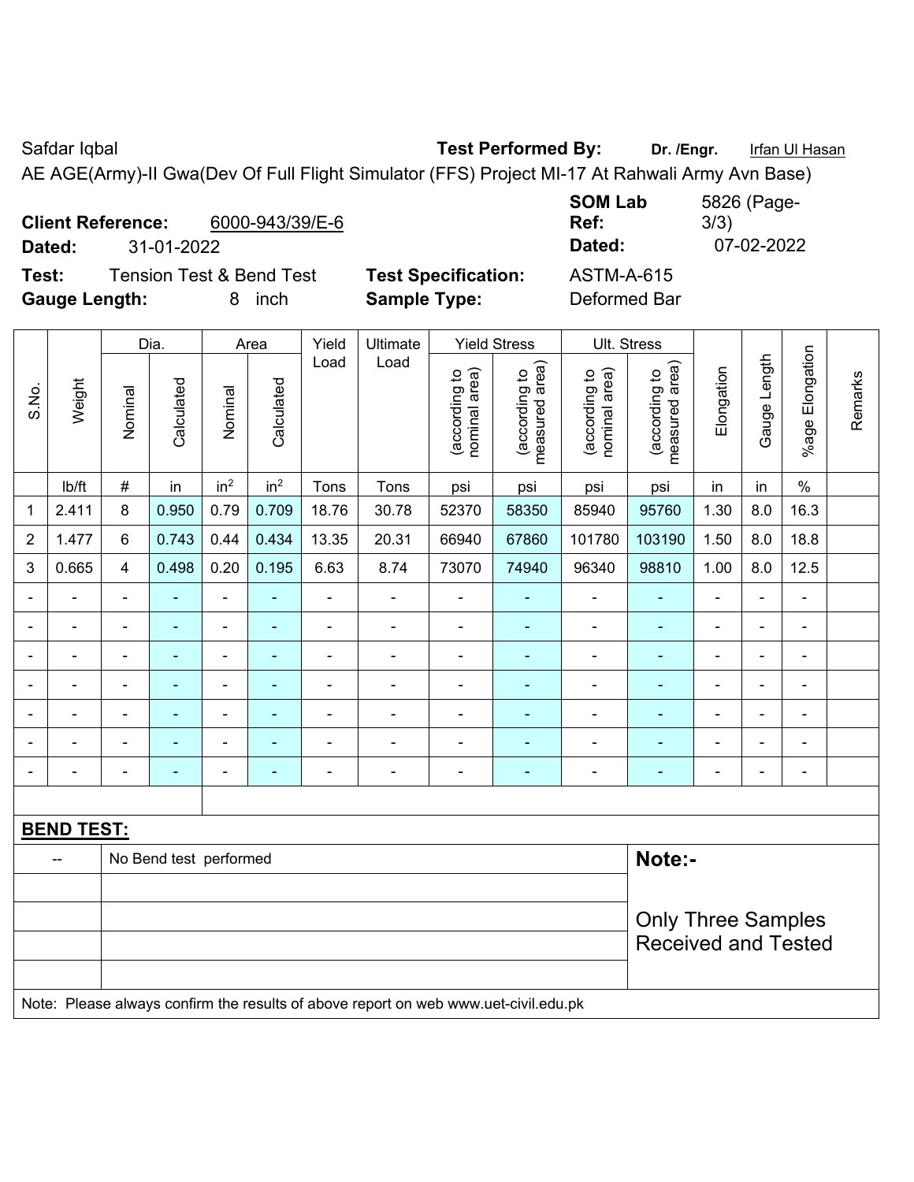Safdar Iqbal **Test Performed By:** **Dr. /Engr.** Irfan Ul Hasan

AE AGE(Army)-II Gwa(Dev Of Full Flight Simulator (FFS) Project MI-17 At Rahwali Army Avn Base)

**Client Reference:** 6000-943/39/E-6 **SOM Lab Ref:** 5826 (Page-3/3)

**Dated:** 31-01-2022 **Dated:** 07-02-2022

**Test:** Tension Test & Bend Test **Test Specification:** ASTM-A-615

**Gauge Length:** 8 inch **Sample Type:** Deformed Bar

| S.No. | Weight | Dia. | | Area | | Yield Load | Ultimate Load | Yield Stress | | Ult. Stress | | Elongation | Gauge Length | %age Elongation | Remarks |
|---|---|---|---|---|---|---|---|---|---|---|---|---|---|---|---|
| | | Nominal | Calculated | Nominal | Calculated | | | (according to nominal area) | (according to measured area) | (according to nominal area) | (according to measured area) | | | | |
| | lb/ft | # | in | in$^2$ | in$^2$ | Tons | Tons | psi | psi | psi | psi | in | in | % | |
| 1 | 2.411 | 8 | 0.950 | 0.79 | 0.709 | 18.76 | 30.78 | 52370 | 58350 | 85940 | 95760 | 1.30 | 8.0 | 16.3 | |
| 2 | 1.477 | 6 | 0.743 | 0.44 | 0.434 | 13.35 | 20.31 | 66940 | 67860 | 101780 | 103190 | 1.50 | 8.0 | 18.8 | |
| 3 | 0.665 | 4 | 0.498 | 0.20 | 0.195 | 6.63 | 8.74 | 73070 | 74940 | 96340 | 98810 | 1.00 | 8.0 | 12.5 | |
| - | - | - | - | - | - | - | - | - | - | - | - | - | - | - | |
| - | - | - | - | - | - | - | - | - | - | - | - | - | - | - | |
| - | - | - | - | - | - | - | - | - | - | - | - | - | - | - | |
| - | - | - | - | - | - | - | - | - | - | - | - | - | - | - | |
| - | - | - | - | - | - | - | - | - | - | - | - | - | - | - | |
| - | - | - | - | - | - | - | - | - | - | - | - | - | - | - | |
| - | - | - | - | - | - | - | - | - | - | - | - | - | - | - | |

**BEND TEST:**

| | | |
|---|---|---|
| -- | No Bend test performed | **Note:-** |
| | | Only Three Samples Received and Tested |

Note: Please always confirm the results of above report on web www.uet-civil.edu.pk